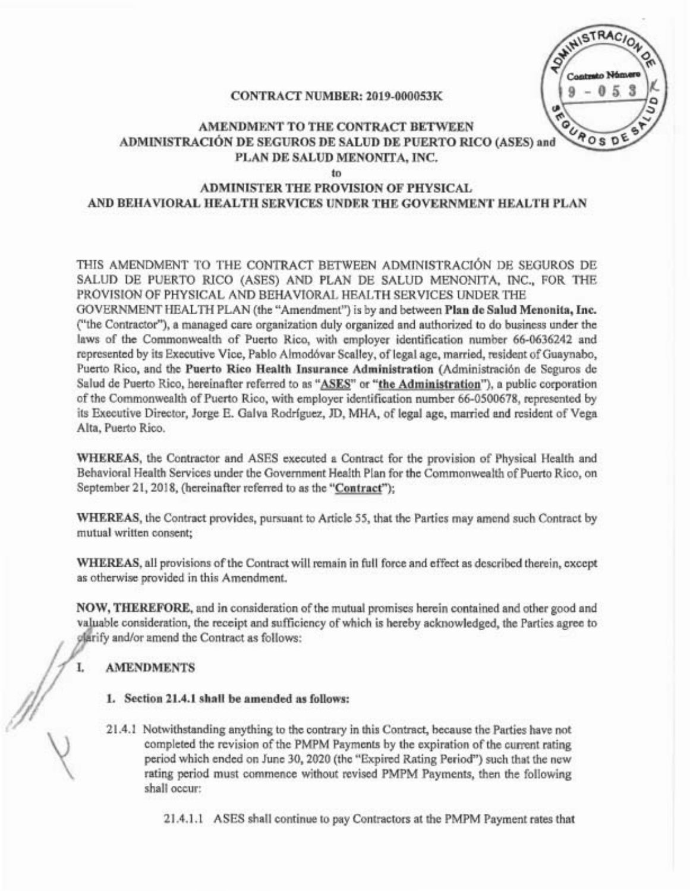**CONTRACT NUMBER: 2019-000053K**

# AMENDMENT TO THE CONTRACT BETWEEN ADMINISTRACIÓN DE SEGUROS DE SALUD DE PUERTO RICO (ASES) and PLAN DE SALUD MENONITA, INC. to ADMINISTER THE PROVISION OF PHYSICAL AND BEHAVIORAL HEALTH SERVICES UNDER THE GOVERNMENT HEALTH PLAN

THIS AMENDMENT TO THE CONTRACT BETWEEN ADMINISTRACIÓN DE SEGUROS DE SALUD DE PUERTO RICO (ASES) AND PLAN DE SALUD MENONITA, INC., FOR THE PROVISION OF PHYSICAL AND BEHAVIORAL HEALTH SERVICES UNDER THE GOVERNMENT HEALTH PLAN (the "Amendment") is by and between **Plan de Salud Menonita, Inc.** ("the Contractor"), a managed care organization duly organized and authorized to do business under the laws of the Commonwealth of Puerto Rico, with employer identification number 66-0636242 and represented by its Executive Vice, Pablo Almodóvar Scalley, of legal age, married, resident of Guaynabo, Puerto Rico, and the **Puerto Rico Health Insurance Administration** (Administración de Seguros de Salud de Puerto Rico, hereinafter referred to as "**ASES**" or "**the Administration**"), a public corporation of the Commonwealth of Puerto Rico, with employer identification number 66-0500678, represented by its Executive Director, Jorge E. Galva Rodríguez, JD, MHA, of legal age, married and resident of Vega Alta, Puerto Rico.

**WHEREAS**, the Contractor and ASES executed a Contract for the provision of Physical Health and Behavioral Health Services under the Government Health Plan for the Commonwealth of Puerto Rico, on September 21, 2018, (hereinafter referred to as the "**Contract**");

**WHEREAS**, the Contract provides, pursuant to Article 55, that the Parties may amend such Contract by mutual written consent;

**WHEREAS**, all provisions of the Contract will remain in full force and effect as described therein, except as otherwise provided in this Amendment.

**NOW, THEREFORE**, and in consideration of the mutual promises herein contained and other good and valuable consideration, the receipt and sufficiency of which is hereby acknowledged, the Parties agree to clarify and/or amend the Contract as follows:

## I. AMENDMENTS

### 1. Section 21.4.1 shall be amended as follows:

21.4.1 Notwithstanding anything to the contrary in this Contract, because the Parties have not completed the revision of the PMPM Payments by the expiration of the current rating period which ended on June 30, 2020 (the "Expired Rating Period") such that the new rating period must commence without revised PMPM Payments, then the following shall occur:

21.4.1.1 ASES shall continue to pay Contractors at the PMPM Payment rates that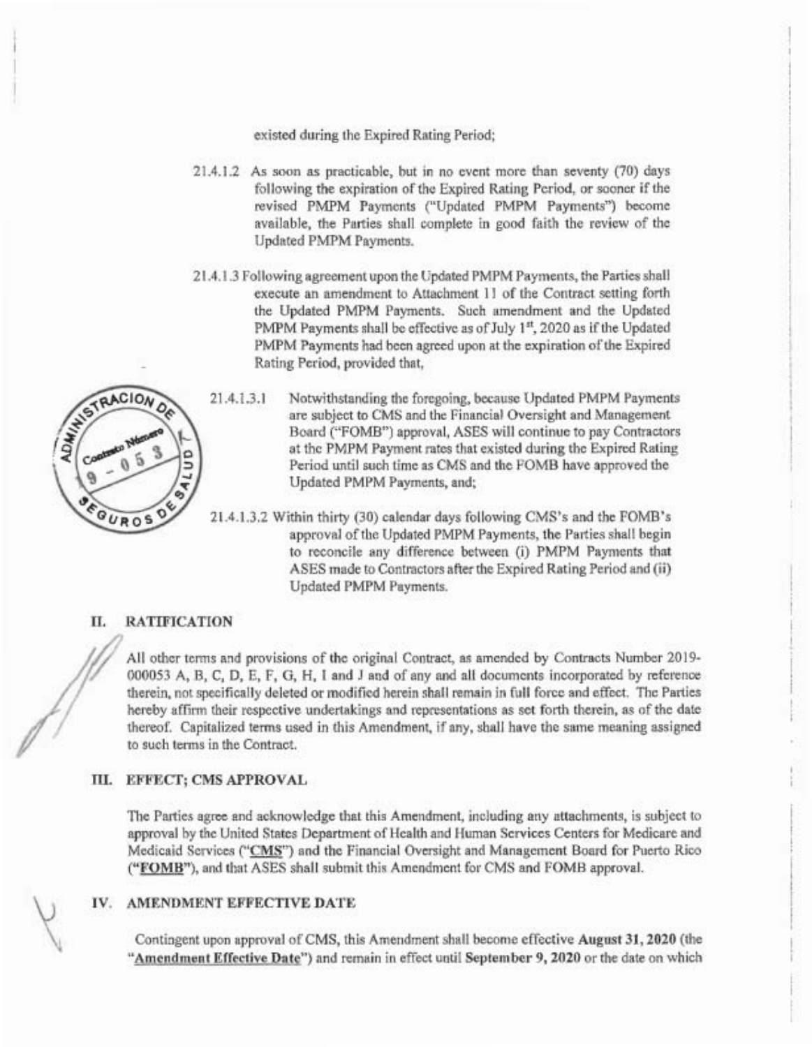existed during the Expired Rating Period;

21.4.1.2 As soon as practicable, but in no event more than seventy (70) days following the expiration of the Expired Rating Period, or sooner if the revised PMPM Payments ("Updated PMPM Payments") become available, the Parties shall complete in good faith the review of the Updated PMPM Payments.

21.4.1.3 Following agreement upon the Updated PMPM Payments, the Parties shall execute an amendment to Attachment 11 of the Contract setting forth the Updated PMPM Payments. Such amendment and the Updated PMPM Payments shall be effective as of July 1st, 2020 as if the Updated PMPM Payments had been agreed upon at the expiration of the Expired Rating Period, provided that,

21.4.1.3.1 Notwithstanding the foregoing, because Updated PMPM Payments are subject to CMS and the Financial Oversight and Management Board ("FOMB") approval, ASES will continue to pay Contractors at the PMPM Payment rates that existed during the Expired Rating Period until such time as CMS and the FOMB have approved the Updated PMPM Payments, and;

21.4.1.3.2 Within thirty (30) calendar days following CMS's and the FOMB's approval of the Updated PMPM Payments, the Parties shall begin to reconcile any difference between (i) PMPM Payments that ASES made to Contractors after the Expired Rating Period and (ii) Updated PMPM Payments.

## II. RATIFICATION

All other terms and provisions of the original Contract, as amended by Contracts Number 2019-000053 A, B, C, D, E, F, G, H, I and J and of any and all documents incorporated by reference therein, not specifically deleted or modified herein shall remain in full force and effect. The Parties hereby affirm their respective undertakings and representations as set forth therein, as of the date thereof. Capitalized terms used in this Amendment, if any, shall have the same meaning assigned to such terms in the Contract.

## III. EFFECT; CMS APPROVAL

The Parties agree and acknowledge that this Amendment, including any attachments, is subject to approval by the United States Department of Health and Human Services Centers for Medicare and Medicaid Services ("**CMS**") and the Financial Oversight and Management Board for Puerto Rico ("**FOMB**"), and that ASES shall submit this Amendment for CMS and FOMB approval.

## IV. AMENDMENT EFFECTIVE DATE

Contingent upon approval of CMS, this Amendment shall become effective **August 31, 2020** (the "**Amendment Effective Date**") and remain in effect until **September 9, 2020** or the date on which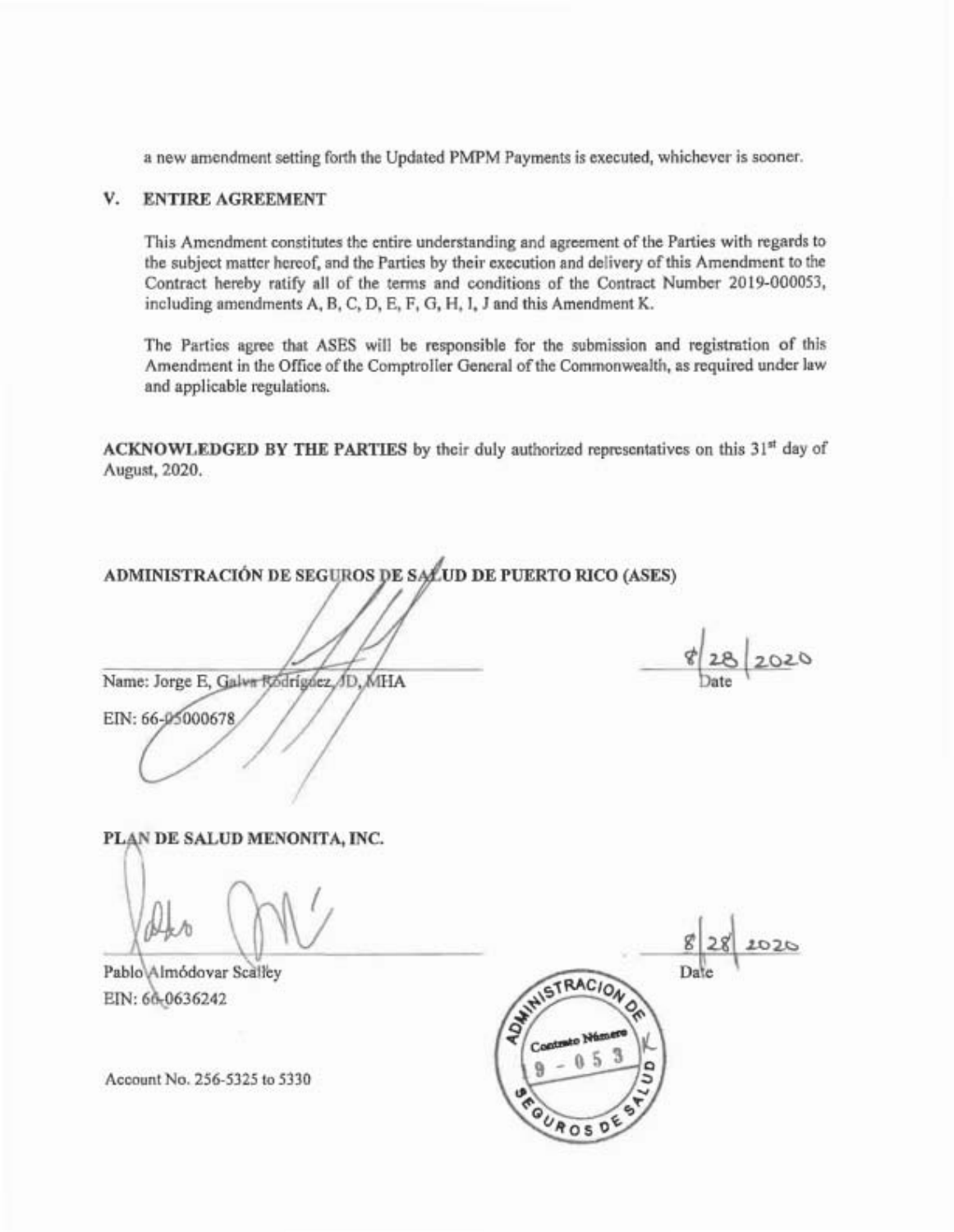a new amendment setting forth the Updated PMPM Payments is executed, whichever is sooner.

## V. ENTIRE AGREEMENT

This Amendment constitutes the entire understanding and agreement of the Parties with regards to the subject matter hereof, and the Parties by their execution and delivery of this Amendment to the Contract hereby ratify all of the terms and conditions of the Contract Number 2019-000053, including amendments A, B, C, D, E, F, G, H, I, J and this Amendment K.

The Parties agree that ASES will be responsible for the submission and registration of this Amendment in the Office of the Comptroller General of the Commonwealth, as required under law and applicable regulations.

**ACKNOWLEDGED BY THE PARTIES** by their duly authorized representatives on this 31st day of August, 2020.

**ADMINISTRACIÓN DE SEGUROS DE SALUD DE PUERTO RICO (ASES)**

Name: Jorge E, Galva Rodríguez, JD, MHA

EIN: 66-05000678

Date: 8/28/2020

**PLAN DE SALUD MENONITA, INC.**

Pablo Almódovar Scalley

EIN: 66-0636242

Date: 8/28/2020

Account No. 256-5325 to 5330

ADMINISTRACIÓN DE SEGUROS DE SALUD
Contrato Número 19-053 K